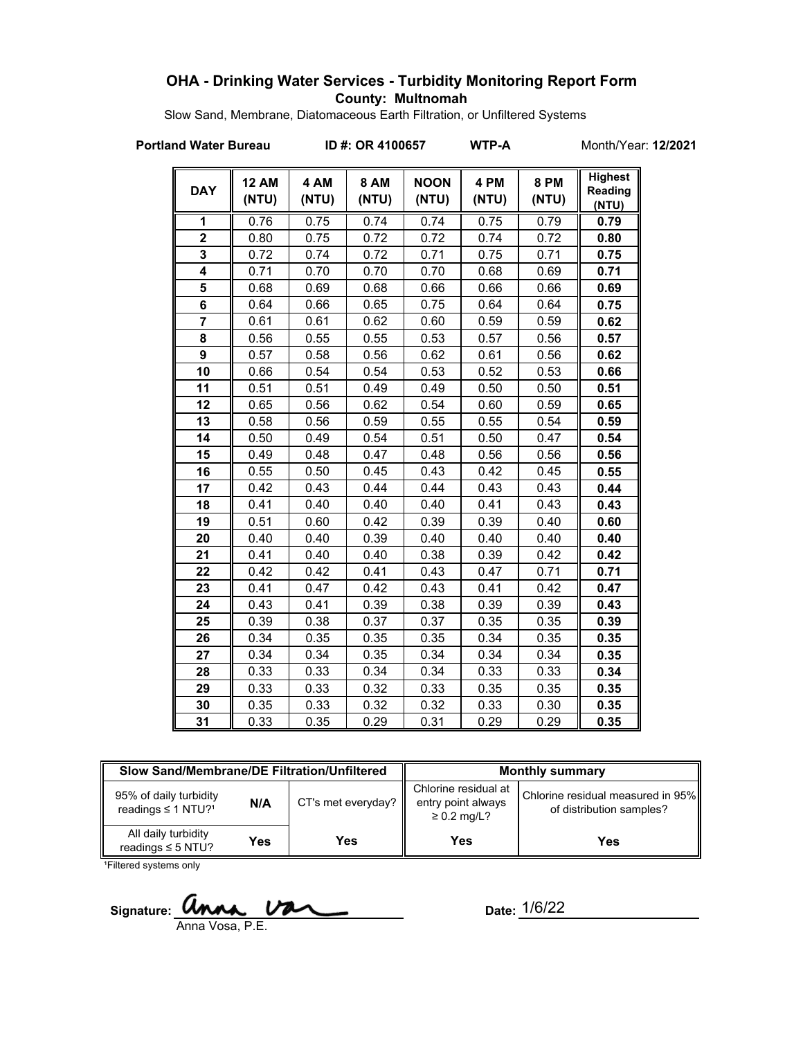# OHA - Drinking Water Services - Turbidity Monitoring Report Form

**County: Multnomah**

Slow Sand, Membrane, Diatomaceous Earth Filtration, or Unfiltered Systems

**Portland Water Bureau** **ID #: OR 4100657** **WTP-A** Month/Year: **12/2021**

| DAY | 12 AM (NTU) | 4 AM (NTU) | 8 AM (NTU) | NOON (NTU) | 4 PM (NTU) | 8 PM (NTU) | Highest Reading (NTU) |
|---|---|---|---|---|---|---|---|
| 1 | 0.76 | 0.75 | 0.74 | 0.74 | 0.75 | 0.79 | **0.79** |
| 2 | 0.80 | 0.75 | 0.72 | 0.72 | 0.74 | 0.72 | **0.80** |
| 3 | 0.72 | 0.74 | 0.72 | 0.71 | 0.75 | 0.71 | **0.75** |
| 4 | 0.71 | 0.70 | 0.70 | 0.70 | 0.68 | 0.69 | **0.71** |
| 5 | 0.68 | 0.69 | 0.68 | 0.66 | 0.66 | 0.66 | **0.69** |
| 6 | 0.64 | 0.66 | 0.65 | 0.75 | 0.64 | 0.64 | **0.75** |
| 7 | 0.61 | 0.61 | 0.62 | 0.60 | 0.59 | 0.59 | **0.62** |
| 8 | 0.56 | 0.55 | 0.55 | 0.53 | 0.57 | 0.56 | **0.57** |
| 9 | 0.57 | 0.58 | 0.56 | 0.62 | 0.61 | 0.56 | **0.62** |
| 10 | 0.66 | 0.54 | 0.54 | 0.53 | 0.52 | 0.53 | **0.66** |
| 11 | 0.51 | 0.51 | 0.49 | 0.49 | 0.50 | 0.50 | **0.51** |
| 12 | 0.65 | 0.56 | 0.62 | 0.54 | 0.60 | 0.59 | **0.65** |
| 13 | 0.58 | 0.56 | 0.59 | 0.55 | 0.55 | 0.54 | **0.59** |
| 14 | 0.50 | 0.49 | 0.54 | 0.51 | 0.50 | 0.47 | **0.54** |
| 15 | 0.49 | 0.48 | 0.47 | 0.48 | 0.56 | 0.56 | **0.56** |
| 16 | 0.55 | 0.50 | 0.45 | 0.43 | 0.42 | 0.45 | **0.55** |
| 17 | 0.42 | 0.43 | 0.44 | 0.44 | 0.43 | 0.43 | **0.44** |
| 18 | 0.41 | 0.40 | 0.40 | 0.40 | 0.41 | 0.43 | **0.43** |
| 19 | 0.51 | 0.60 | 0.42 | 0.39 | 0.39 | 0.40 | **0.60** |
| 20 | 0.40 | 0.40 | 0.39 | 0.40 | 0.40 | 0.40 | **0.40** |
| 21 | 0.41 | 0.40 | 0.40 | 0.38 | 0.39 | 0.42 | **0.42** |
| 22 | 0.42 | 0.42 | 0.41 | 0.43 | 0.47 | 0.71 | **0.71** |
| 23 | 0.41 | 0.47 | 0.42 | 0.43 | 0.41 | 0.42 | **0.47** |
| 24 | 0.43 | 0.41 | 0.39 | 0.38 | 0.39 | 0.39 | **0.43** |
| 25 | 0.39 | 0.38 | 0.37 | 0.37 | 0.35 | 0.35 | **0.39** |
| 26 | 0.34 | 0.35 | 0.35 | 0.35 | 0.34 | 0.35 | **0.35** |
| 27 | 0.34 | 0.34 | 0.35 | 0.34 | 0.34 | 0.34 | **0.35** |
| 28 | 0.33 | 0.33 | 0.34 | 0.34 | 0.33 | 0.33 | **0.34** |
| 29 | 0.33 | 0.33 | 0.32 | 0.33 | 0.35 | 0.35 | **0.35** |
| 30 | 0.35 | 0.33 | 0.32 | 0.32 | 0.33 | 0.30 | **0.35** |
| 31 | 0.33 | 0.35 | 0.29 | 0.31 | 0.29 | 0.29 | **0.35** |

| Slow Sand/Membrane/DE Filtration/Unfiltered | | | Monthly summary | |
|---|---|---|---|---|
| 95% of daily turbidity readings ≤ 1 NTU?[1] | N/A | CT's met everyday? | Chlorine residual at entry point always ≥ 0.2 mg/L? | Chlorine residual measured in 95% of distribution samples? |
| All daily turbidity readings ≤ 5 NTU? | Yes | Yes | Yes | Yes |

[1]Filtered systems only

Signature: Anna Vosa, P.E.

Date: 1/6/22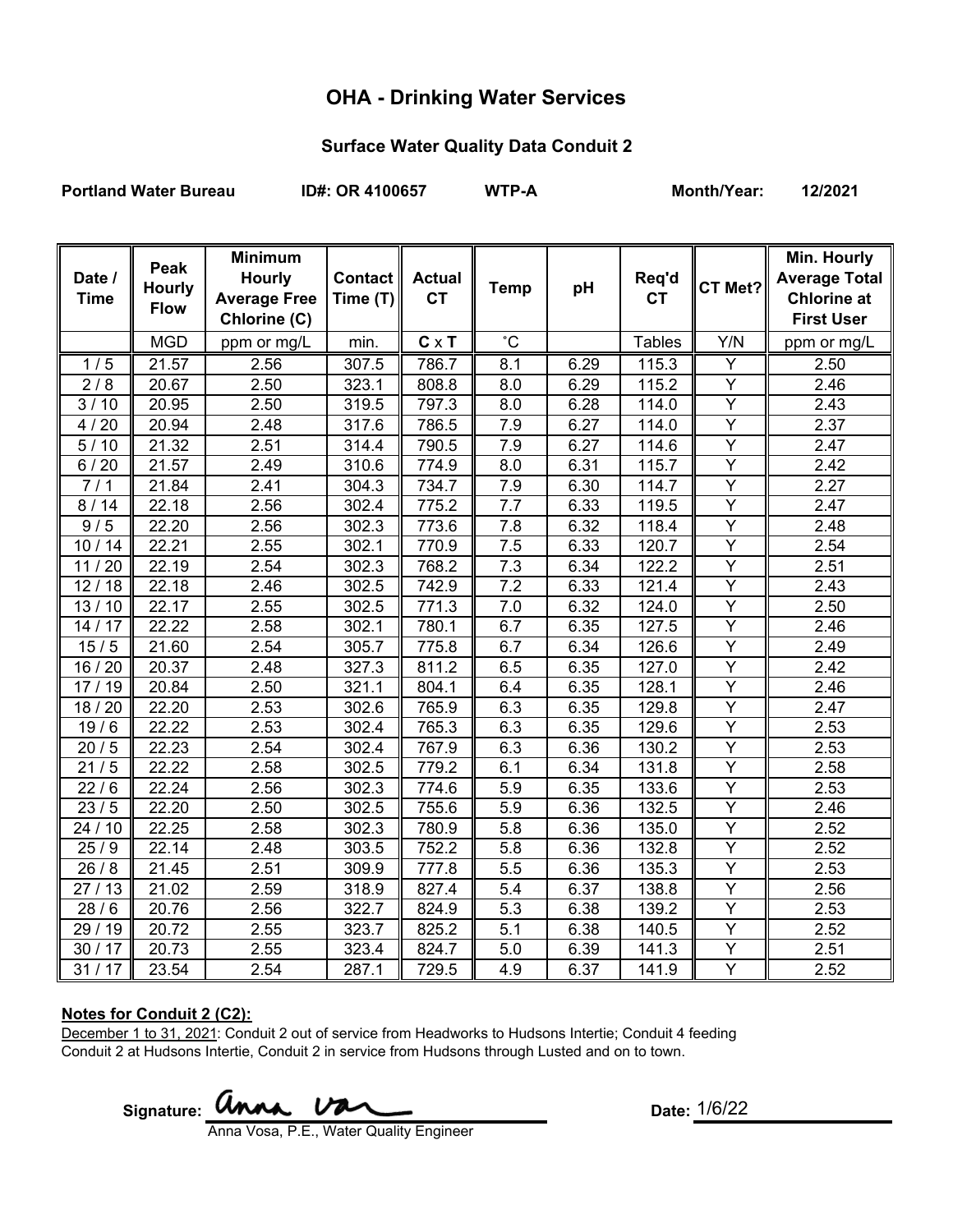# OHA - Drinking Water Services

## Surface Water Quality Data Conduit 2

**Portland Water Bureau** **ID#: OR 4100657** **WTP-A** **Month/Year: 12/2021**

| Date / Time | Peak Hourly Flow | Minimum Hourly Average Free Chlorine (C) | Contact Time (T) | Actual CT | Temp | pH | Req'd CT | CT Met? | Min. Hourly Average Total Chlorine at First User |
|---|---|---|---|---|---|---|---|---|---|
| | MGD | ppm or mg/L | min. | **C** x **T** | ˚C | | Tables | Y/N | ppm or mg/L |
| 1 / 5 | 21.57 | 2.56 | 307.5 | 786.7 | 8.1 | 6.29 | 115.3 | Y | 2.50 |
| 2 / 8 | 20.67 | 2.50 | 323.1 | 808.8 | 8.0 | 6.29 | 115.2 | Y | 2.46 |
| 3 / 10 | 20.95 | 2.50 | 319.5 | 797.3 | 8.0 | 6.28 | 114.0 | Y | 2.43 |
| 4 / 20 | 20.94 | 2.48 | 317.6 | 786.5 | 7.9 | 6.27 | 114.0 | Y | 2.37 |
| 5 / 10 | 21.32 | 2.51 | 314.4 | 790.5 | 7.9 | 6.27 | 114.6 | Y | 2.47 |
| 6 / 20 | 21.57 | 2.49 | 310.6 | 774.9 | 8.0 | 6.31 | 115.7 | Y | 2.42 |
| 7 / 1 | 21.84 | 2.41 | 304.3 | 734.7 | 7.9 | 6.30 | 114.7 | Y | 2.27 |
| 8 / 14 | 22.18 | 2.56 | 302.4 | 775.2 | 7.7 | 6.33 | 119.5 | Y | 2.47 |
| 9 / 5 | 22.20 | 2.56 | 302.3 | 773.6 | 7.8 | 6.32 | 118.4 | Y | 2.48 |
| 10 / 14 | 22.21 | 2.55 | 302.1 | 770.9 | 7.5 | 6.33 | 120.7 | Y | 2.54 |
| 11 / 20 | 22.19 | 2.54 | 302.3 | 768.2 | 7.3 | 6.34 | 122.2 | Y | 2.51 |
| 12 / 18 | 22.18 | 2.46 | 302.5 | 742.9 | 7.2 | 6.33 | 121.4 | Y | 2.43 |
| 13 / 10 | 22.17 | 2.55 | 302.5 | 771.3 | 7.0 | 6.32 | 124.0 | Y | 2.50 |
| 14 / 17 | 22.22 | 2.58 | 302.1 | 780.1 | 6.7 | 6.35 | 127.5 | Y | 2.46 |
| 15 / 5 | 21.60 | 2.54 | 305.7 | 775.8 | 6.7 | 6.34 | 126.6 | Y | 2.49 |
| 16 / 20 | 20.37 | 2.48 | 327.3 | 811.2 | 6.5 | 6.35 | 127.0 | Y | 2.42 |
| 17 / 19 | 20.84 | 2.50 | 321.1 | 804.1 | 6.4 | 6.35 | 128.1 | Y | 2.46 |
| 18 / 20 | 22.20 | 2.53 | 302.6 | 765.9 | 6.3 | 6.35 | 129.8 | Y | 2.47 |
| 19 / 6 | 22.22 | 2.53 | 302.4 | 765.3 | 6.3 | 6.35 | 129.6 | Y | 2.53 |
| 20 / 5 | 22.23 | 2.54 | 302.4 | 767.9 | 6.3 | 6.36 | 130.2 | Y | 2.53 |
| 21 / 5 | 22.22 | 2.58 | 302.5 | 779.2 | 6.1 | 6.34 | 131.8 | Y | 2.58 |
| 22 / 6 | 22.24 | 2.56 | 302.3 | 774.6 | 5.9 | 6.35 | 133.6 | Y | 2.53 |
| 23 / 5 | 22.20 | 2.50 | 302.5 | 755.6 | 5.9 | 6.36 | 132.5 | Y | 2.46 |
| 24 / 10 | 22.25 | 2.58 | 302.3 | 780.9 | 5.8 | 6.36 | 135.0 | Y | 2.52 |
| 25 / 9 | 22.14 | 2.48 | 303.5 | 752.2 | 5.8 | 6.36 | 132.8 | Y | 2.52 |
| 26 / 8 | 21.45 | 2.51 | 309.9 | 777.8 | 5.5 | 6.36 | 135.3 | Y | 2.53 |
| 27 / 13 | 21.02 | 2.59 | 318.9 | 827.4 | 5.4 | 6.37 | 138.8 | Y | 2.56 |
| 28 / 6 | 20.76 | 2.56 | 322.7 | 824.9 | 5.3 | 6.38 | 139.2 | Y | 2.53 |
| 29 / 19 | 20.72 | 2.55 | 323.7 | 825.2 | 5.1 | 6.38 | 140.5 | Y | 2.52 |
| 30 / 17 | 20.73 | 2.55 | 323.4 | 824.7 | 5.0 | 6.39 | 141.3 | Y | 2.51 |
| 31 / 17 | 23.54 | 2.54 | 287.1 | 729.5 | 4.9 | 6.37 | 141.9 | Y | 2.52 |

**Notes for Conduit 2 (C2):**

December 1 to 31, 2021: Conduit 2 out of service from Headworks to Hudsons Intertie; Conduit 4 feeding Conduit 2 at Hudsons Intertie, Conduit 2 in service from Hudsons through Lusted and on to town.

Signature: Anna Vosa

Anna Vosa, P.E., Water Quality Engineer

Date: 1/6/22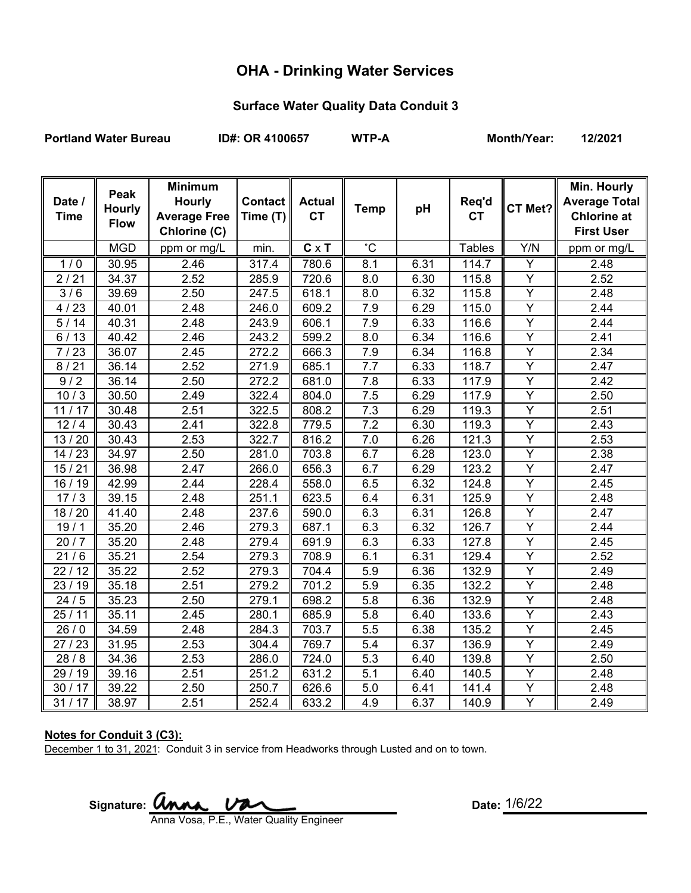# OHA - Drinking Water Services

## Surface Water Quality Data Conduit 3

**Portland Water Bureau** **ID#: OR 4100657** **WTP-A** **Month/Year: 12/2021**

| Date / Time | Peak Hourly Flow | Minimum Hourly Average Free Chlorine (C) | Contact Time (T) | Actual CT | Temp | pH | Req'd CT | CT Met? | Min. Hourly Average Total Chlorine at First User |
|---|---|---|---|---|---|---|---|---|---|
| | MGD | ppm or mg/L | min. | C x T | ˚C | | Tables | Y/N | ppm or mg/L |
| 1 / 0 | 30.95 | 2.46 | 317.4 | 780.6 | 8.1 | 6.31 | 114.7 | Y | 2.48 |
| 2 / 21 | 34.37 | 2.52 | 285.9 | 720.6 | 8.0 | 6.30 | 115.8 | Y | 2.52 |
| 3 / 6 | 39.69 | 2.50 | 247.5 | 618.1 | 8.0 | 6.32 | 115.8 | Y | 2.48 |
| 4 / 23 | 40.01 | 2.48 | 246.0 | 609.2 | 7.9 | 6.29 | 115.0 | Y | 2.44 |
| 5 / 14 | 40.31 | 2.48 | 243.9 | 606.1 | 7.9 | 6.33 | 116.6 | Y | 2.44 |
| 6 / 13 | 40.42 | 2.46 | 243.2 | 599.2 | 8.0 | 6.34 | 116.6 | Y | 2.41 |
| 7 / 23 | 36.07 | 2.45 | 272.2 | 666.3 | 7.9 | 6.34 | 116.8 | Y | 2.34 |
| 8 / 21 | 36.14 | 2.52 | 271.9 | 685.1 | 7.7 | 6.33 | 118.7 | Y | 2.47 |
| 9 / 2 | 36.14 | 2.50 | 272.2 | 681.0 | 7.8 | 6.33 | 117.9 | Y | 2.42 |
| 10 / 3 | 30.50 | 2.49 | 322.4 | 804.0 | 7.5 | 6.29 | 117.9 | Y | 2.50 |
| 11 / 17 | 30.48 | 2.51 | 322.5 | 808.2 | 7.3 | 6.29 | 119.3 | Y | 2.51 |
| 12 / 4 | 30.43 | 2.41 | 322.8 | 779.5 | 7.2 | 6.30 | 119.3 | Y | 2.43 |
| 13 / 20 | 30.43 | 2.53 | 322.7 | 816.2 | 7.0 | 6.26 | 121.3 | Y | 2.53 |
| 14 / 23 | 34.97 | 2.50 | 281.0 | 703.8 | 6.7 | 6.28 | 123.0 | Y | 2.38 |
| 15 / 21 | 36.98 | 2.47 | 266.0 | 656.3 | 6.7 | 6.29 | 123.2 | Y | 2.47 |
| 16 / 19 | 42.99 | 2.44 | 228.4 | 558.0 | 6.5 | 6.32 | 124.8 | Y | 2.45 |
| 17 / 3 | 39.15 | 2.48 | 251.1 | 623.5 | 6.4 | 6.31 | 125.9 | Y | 2.48 |
| 18 / 20 | 41.40 | 2.48 | 237.6 | 590.0 | 6.3 | 6.31 | 126.8 | Y | 2.47 |
| 19 / 1 | 35.20 | 2.46 | 279.3 | 687.1 | 6.3 | 6.32 | 126.7 | Y | 2.44 |
| 20 / 7 | 35.20 | 2.48 | 279.4 | 691.9 | 6.3 | 6.33 | 127.8 | Y | 2.45 |
| 21 / 6 | 35.21 | 2.54 | 279.3 | 708.9 | 6.1 | 6.31 | 129.4 | Y | 2.52 |
| 22 / 12 | 35.22 | 2.52 | 279.3 | 704.4 | 5.9 | 6.36 | 132.9 | Y | 2.49 |
| 23 / 19 | 35.18 | 2.51 | 279.2 | 701.2 | 5.9 | 6.35 | 132.2 | Y | 2.48 |
| 24 / 5 | 35.23 | 2.50 | 279.1 | 698.2 | 5.8 | 6.36 | 132.9 | Y | 2.48 |
| 25 / 11 | 35.11 | 2.45 | 280.1 | 685.9 | 5.8 | 6.40 | 133.6 | Y | 2.43 |
| 26 / 0 | 34.59 | 2.48 | 284.3 | 703.7 | 5.5 | 6.38 | 135.2 | Y | 2.45 |
| 27 / 23 | 31.95 | 2.53 | 304.4 | 769.7 | 5.4 | 6.37 | 136.9 | Y | 2.49 |
| 28 / 8 | 34.36 | 2.53 | 286.0 | 724.0 | 5.3 | 6.40 | 139.8 | Y | 2.50 |
| 29 / 19 | 39.16 | 2.51 | 251.2 | 631.2 | 5.1 | 6.40 | 140.5 | Y | 2.48 |
| 30 / 17 | 39.22 | 2.50 | 250.7 | 626.6 | 5.0 | 6.41 | 141.4 | Y | 2.48 |
| 31 / 17 | 38.97 | 2.51 | 252.4 | 633.2 | 4.9 | 6.37 | 140.9 | Y | 2.49 |

**Notes for Conduit 3 (C3):**

December 1 to 31, 2021: Conduit 3 in service from Headworks through Lusted and on to town.

Signature: Anna Vosa

Anna Vosa, P.E., Water Quality Engineer

Date: 1/6/22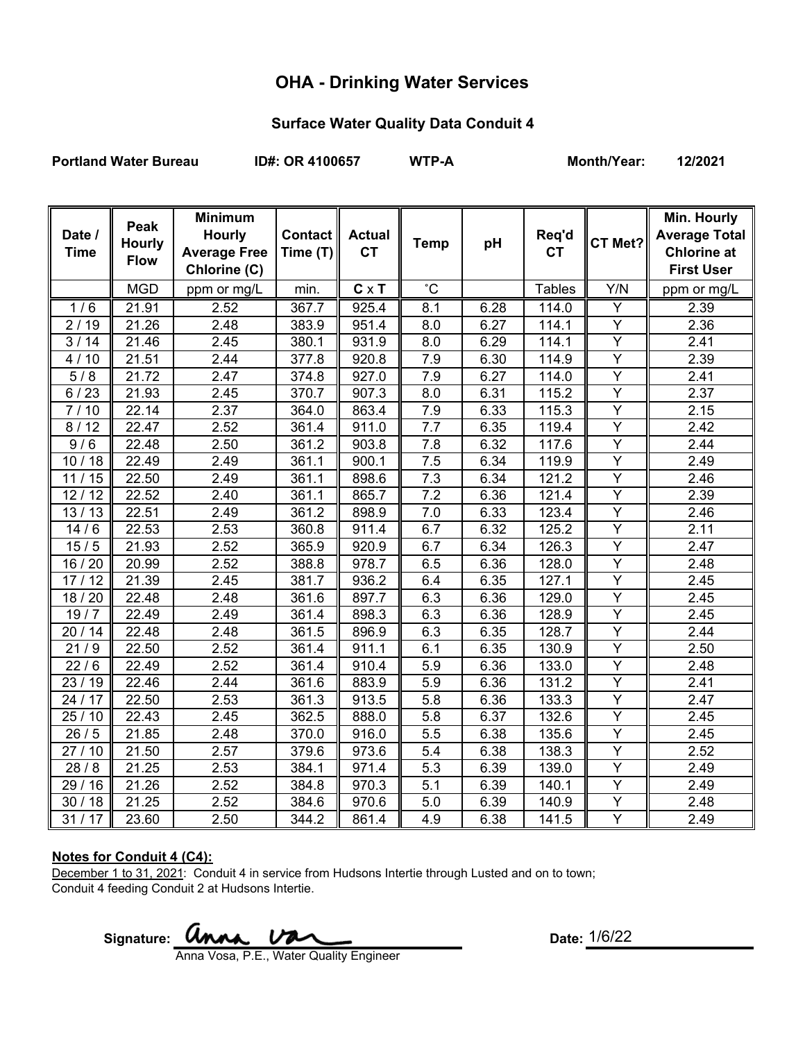# OHA - Drinking Water Services

## Surface Water Quality Data Conduit 4

**Portland Water Bureau** **ID#: OR 4100657** **WTP-A** **Month/Year: 12/2021**

| Date / Time | Peak Hourly Flow | Minimum Hourly Average Free Chlorine (C) | Contact Time (T) | Actual CT | Temp | pH | Req'd CT | CT Met? | Min. Hourly Average Total Chlorine at First User |
|---|---|---|---|---|---|---|---|---|---|
| | MGD | ppm or mg/L | min. | **C** x **T** | ˚C | | Tables | Y/N | ppm or mg/L |
| 1 / 6 | 21.91 | 2.52 | 367.7 | 925.4 | 8.1 | 6.28 | 114.0 | Y | 2.39 |
| 2 / 19 | 21.26 | 2.48 | 383.9 | 951.4 | 8.0 | 6.27 | 114.1 | Y | 2.36 |
| 3 / 14 | 21.46 | 2.45 | 380.1 | 931.9 | 8.0 | 6.29 | 114.1 | Y | 2.41 |
| 4 / 10 | 21.51 | 2.44 | 377.8 | 920.8 | 7.9 | 6.30 | 114.9 | Y | 2.39 |
| 5 / 8 | 21.72 | 2.47 | 374.8 | 927.0 | 7.9 | 6.27 | 114.0 | Y | 2.41 |
| 6 / 23 | 21.93 | 2.45 | 370.7 | 907.3 | 8.0 | 6.31 | 115.2 | Y | 2.37 |
| 7 / 10 | 22.14 | 2.37 | 364.0 | 863.4 | 7.9 | 6.33 | 115.3 | Y | 2.15 |
| 8 / 12 | 22.47 | 2.52 | 361.4 | 911.0 | 7.7 | 6.35 | 119.4 | Y | 2.42 |
| 9 / 6 | 22.48 | 2.50 | 361.2 | 903.8 | 7.8 | 6.32 | 117.6 | Y | 2.44 |
| 10 / 18 | 22.49 | 2.49 | 361.1 | 900.1 | 7.5 | 6.34 | 119.9 | Y | 2.49 |
| 11 / 15 | 22.50 | 2.49 | 361.1 | 898.6 | 7.3 | 6.34 | 121.2 | Y | 2.46 |
| 12 / 12 | 22.52 | 2.40 | 361.1 | 865.7 | 7.2 | 6.36 | 121.4 | Y | 2.39 |
| 13 / 13 | 22.51 | 2.49 | 361.2 | 898.9 | 7.0 | 6.33 | 123.4 | Y | 2.46 |
| 14 / 6 | 22.53 | 2.53 | 360.8 | 911.4 | 6.7 | 6.32 | 125.2 | Y | 2.11 |
| 15 / 5 | 21.93 | 2.52 | 365.9 | 920.9 | 6.7 | 6.34 | 126.3 | Y | 2.47 |
| 16 / 20 | 20.99 | 2.52 | 388.8 | 978.7 | 6.5 | 6.36 | 128.0 | Y | 2.48 |
| 17 / 12 | 21.39 | 2.45 | 381.7 | 936.2 | 6.4 | 6.35 | 127.1 | Y | 2.45 |
| 18 / 20 | 22.48 | 2.48 | 361.6 | 897.7 | 6.3 | 6.36 | 129.0 | Y | 2.45 |
| 19 / 7 | 22.49 | 2.49 | 361.4 | 898.3 | 6.3 | 6.36 | 128.9 | Y | 2.45 |
| 20 / 14 | 22.48 | 2.48 | 361.5 | 896.9 | 6.3 | 6.35 | 128.7 | Y | 2.44 |
| 21 / 9 | 22.50 | 2.52 | 361.4 | 911.1 | 6.1 | 6.35 | 130.9 | Y | 2.50 |
| 22 / 6 | 22.49 | 2.52 | 361.4 | 910.4 | 5.9 | 6.36 | 133.0 | Y | 2.48 |
| 23 / 19 | 22.46 | 2.44 | 361.6 | 883.9 | 5.9 | 6.36 | 131.2 | Y | 2.41 |
| 24 / 17 | 22.50 | 2.53 | 361.3 | 913.5 | 5.8 | 6.36 | 133.3 | Y | 2.47 |
| 25 / 10 | 22.43 | 2.45 | 362.5 | 888.0 | 5.8 | 6.37 | 132.6 | Y | 2.45 |
| 26 / 5 | 21.85 | 2.48 | 370.0 | 916.0 | 5.5 | 6.38 | 135.6 | Y | 2.45 |
| 27 / 10 | 21.50 | 2.57 | 379.6 | 973.6 | 5.4 | 6.38 | 138.3 | Y | 2.52 |
| 28 / 8 | 21.25 | 2.53 | 384.1 | 971.4 | 5.3 | 6.39 | 139.0 | Y | 2.49 |
| 29 / 16 | 21.26 | 2.52 | 384.8 | 970.3 | 5.1 | 6.39 | 140.1 | Y | 2.49 |
| 30 / 18 | 21.25 | 2.52 | 384.6 | 970.6 | 5.0 | 6.39 | 140.9 | Y | 2.48 |
| 31 / 17 | 23.60 | 2.50 | 344.2 | 861.4 | 4.9 | 6.38 | 141.5 | Y | 2.49 |

**Notes for Conduit 4 (C4):**

December 1 to 31, 2021: Conduit 4 in service from Hudsons Intertie through Lusted and on to town; Conduit 4 feeding Conduit 2 at Hudsons Intertie.

Signature: Anna Vosa

Anna Vosa, P.E., Water Quality Engineer

Date: 1/6/22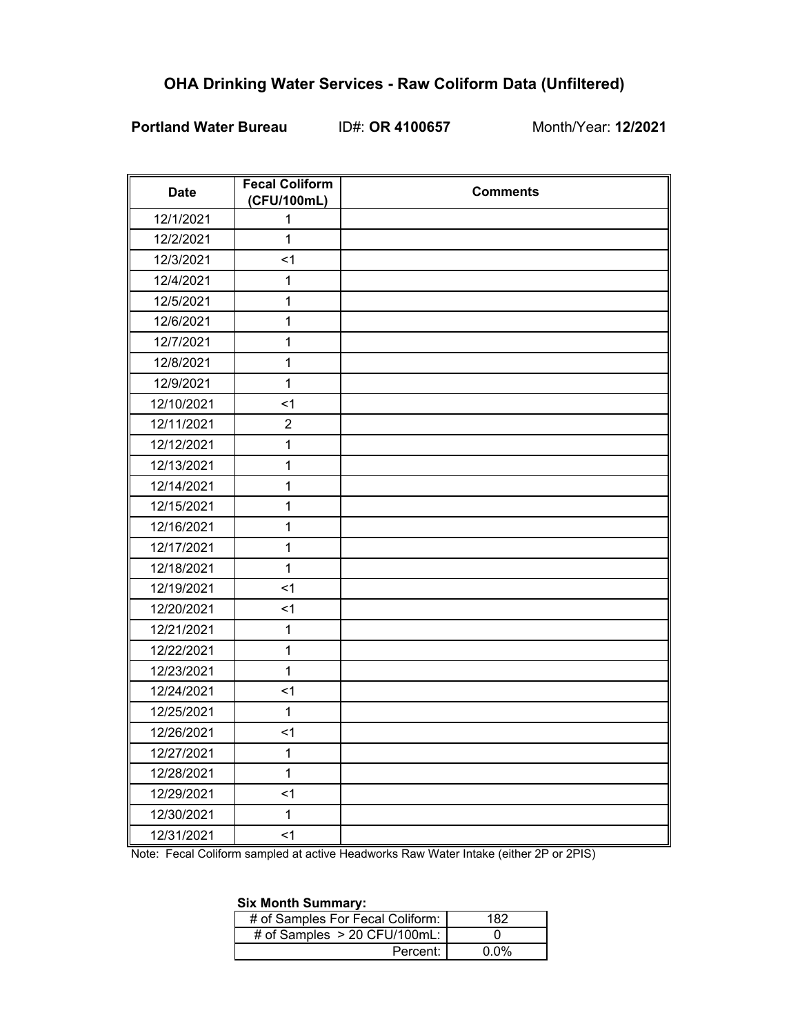# OHA Drinking Water Services - Raw Coliform Data (Unfiltered)

**Portland Water Bureau** ID#: **OR 4100657** Month/Year: **12/2021**

| Date | Fecal Coliform (CFU/100mL) | Comments |
|---|---|---|
| 12/1/2021 | 1 | |
| 12/2/2021 | 1 | |
| 12/3/2021 | <1 | |
| 12/4/2021 | 1 | |
| 12/5/2021 | 1 | |
| 12/6/2021 | 1 | |
| 12/7/2021 | 1 | |
| 12/8/2021 | 1 | |
| 12/9/2021 | 1 | |
| 12/10/2021 | <1 | |
| 12/11/2021 | 2 | |
| 12/12/2021 | 1 | |
| 12/13/2021 | 1 | |
| 12/14/2021 | 1 | |
| 12/15/2021 | 1 | |
| 12/16/2021 | 1 | |
| 12/17/2021 | 1 | |
| 12/18/2021 | 1 | |
| 12/19/2021 | <1 | |
| 12/20/2021 | <1 | |
| 12/21/2021 | 1 | |
| 12/22/2021 | 1 | |
| 12/23/2021 | 1 | |
| 12/24/2021 | <1 | |
| 12/25/2021 | 1 | |
| 12/26/2021 | <1 | |
| 12/27/2021 | 1 | |
| 12/28/2021 | 1 | |
| 12/29/2021 | <1 | |
| 12/30/2021 | 1 | |
| 12/31/2021 | <1 | |

Note: Fecal Coliform sampled at active Headworks Raw Water Intake (either 2P or 2PIS)

**Six Month Summary:**

| | |
|---|---|
| # of Samples For Fecal Coliform: | 182 |
| # of Samples > 20 CFU/100mL: | 0 |
| Percent: | 0.0% |